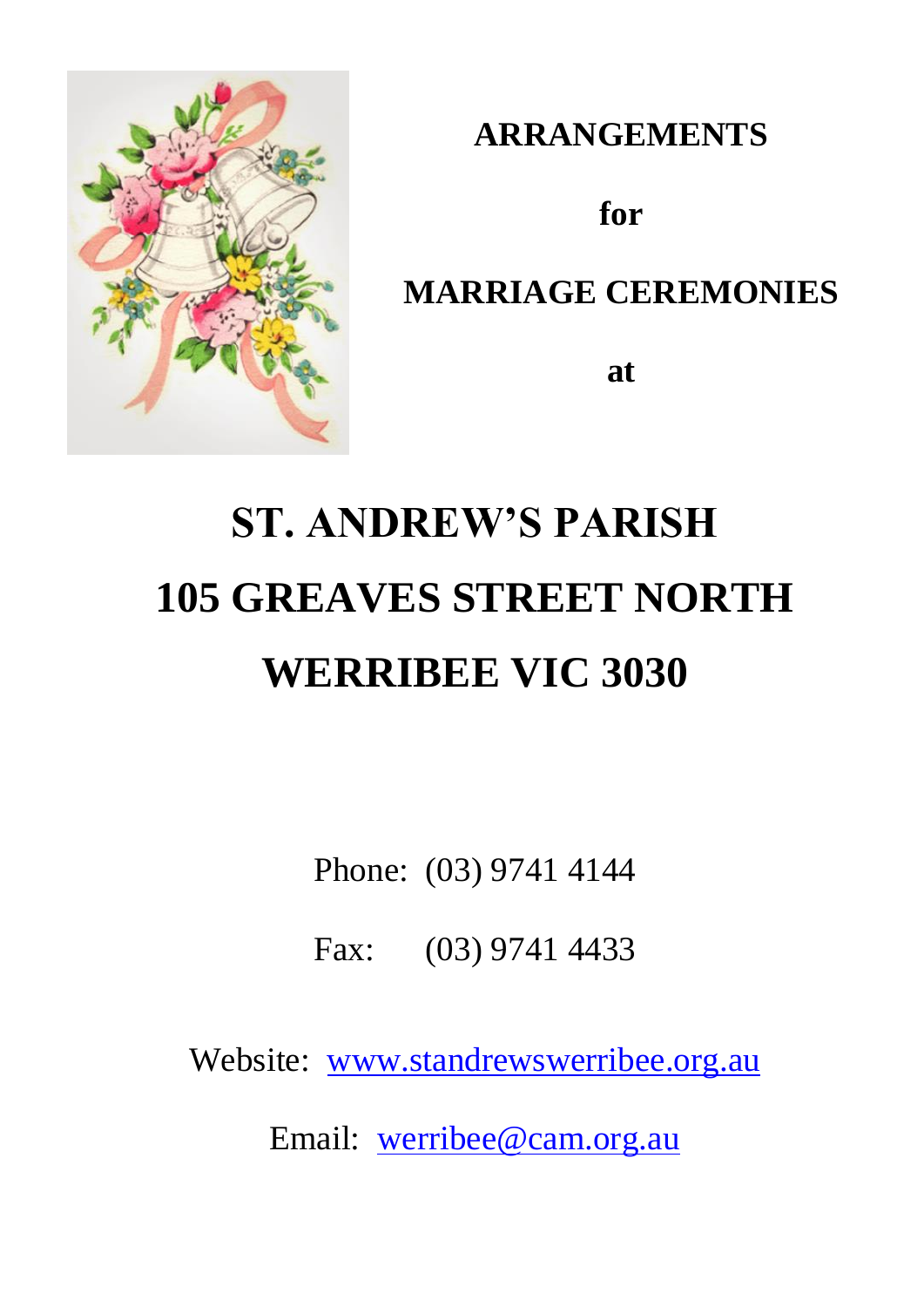# ARRANGEMENTS

# for

# MARRIAGE CEREMONIES

# at

# ST. ANDREW'S PARISH
# 105 GREAVES STREET NORTH
# WERRIBEE VIC 3030

Phone: (03) 9741 4144

Fax: (03) 9741 4433

Website: www.standrewswerribee.org.au

Email: werribee@cam.org.au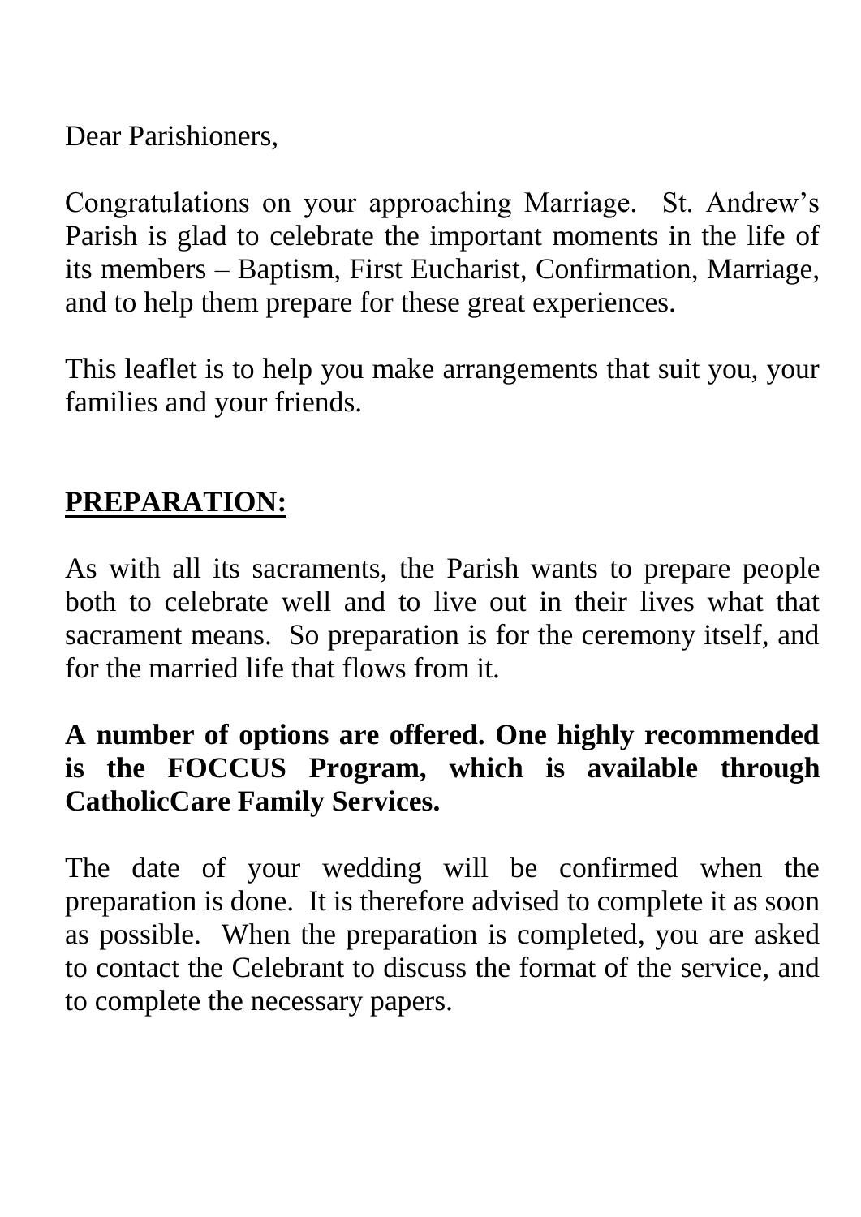Dear Parishioners,

Congratulations on your approaching Marriage. St. Andrew's Parish is glad to celebrate the important moments in the life of its members – Baptism, First Eucharist, Confirmation, Marriage, and to help them prepare for these great experiences.

This leaflet is to help you make arrangements that suit you, your families and your friends.

## PREPARATION:

As with all its sacraments, the Parish wants to prepare people both to celebrate well and to live out in their lives what that sacrament means. So preparation is for the ceremony itself, and for the married life that flows from it.

**A number of options are offered. One highly recommended is the FOCCUS Program, which is available through CatholicCare Family Services.**

The date of your wedding will be confirmed when the preparation is done. It is therefore advised to complete it as soon as possible. When the preparation is completed, you are asked to contact the Celebrant to discuss the format of the service, and to complete the necessary papers.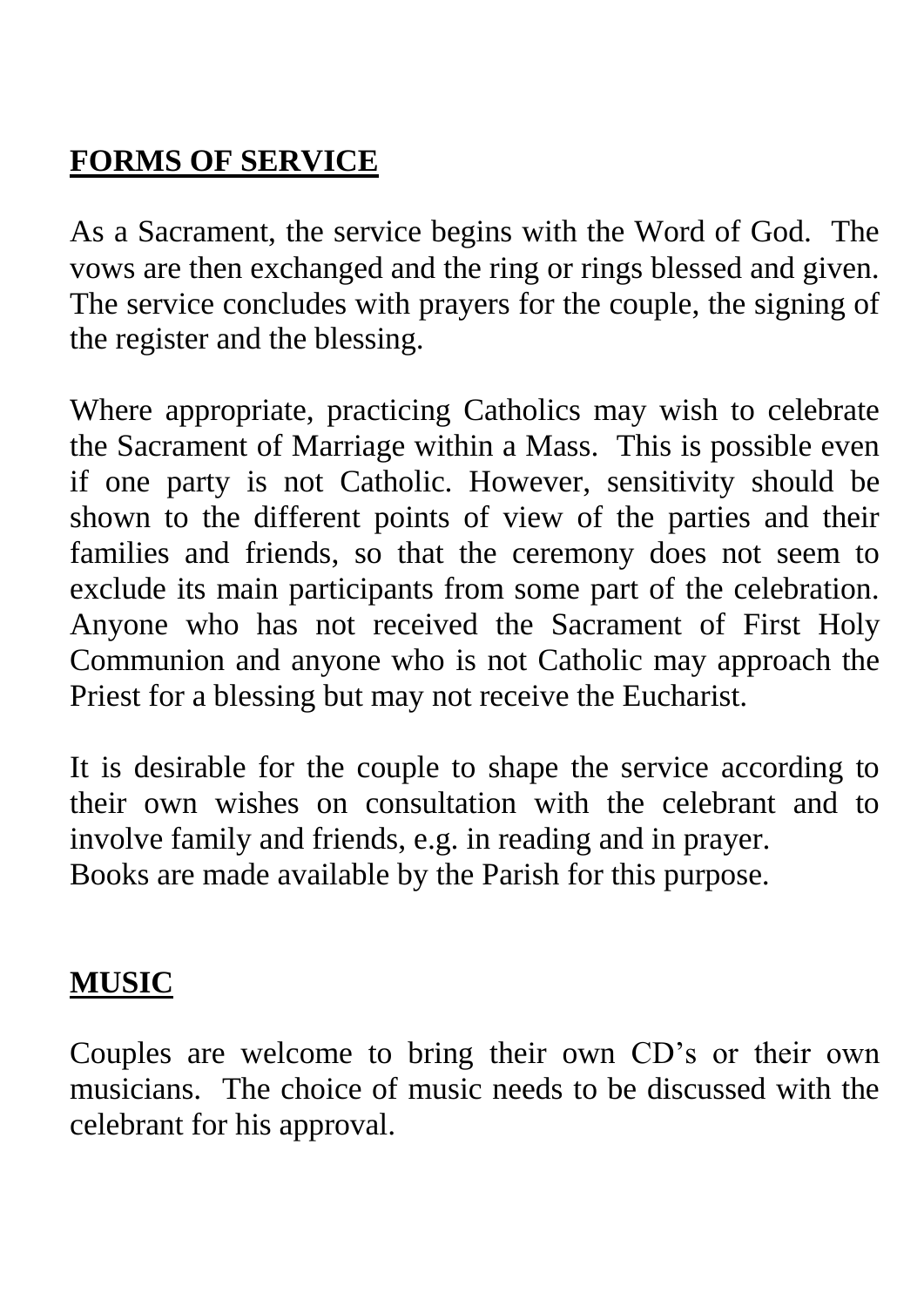## **FORMS OF SERVICE**

As a Sacrament, the service begins with the Word of God. The vows are then exchanged and the ring or rings blessed and given. The service concludes with prayers for the couple, the signing of the register and the blessing.

Where appropriate, practicing Catholics may wish to celebrate the Sacrament of Marriage within a Mass. This is possible even if one party is not Catholic. However, sensitivity should be shown to the different points of view of the parties and their families and friends, so that the ceremony does not seem to exclude its main participants from some part of the celebration. Anyone who has not received the Sacrament of First Holy Communion and anyone who is not Catholic may approach the Priest for a blessing but may not receive the Eucharist.

It is desirable for the couple to shape the service according to their own wishes on consultation with the celebrant and to involve family and friends, e.g. in reading and in prayer.
Books are made available by the Parish for this purpose.

## **MUSIC**

Couples are welcome to bring their own CD's or their own musicians. The choice of music needs to be discussed with the celebrant for his approval.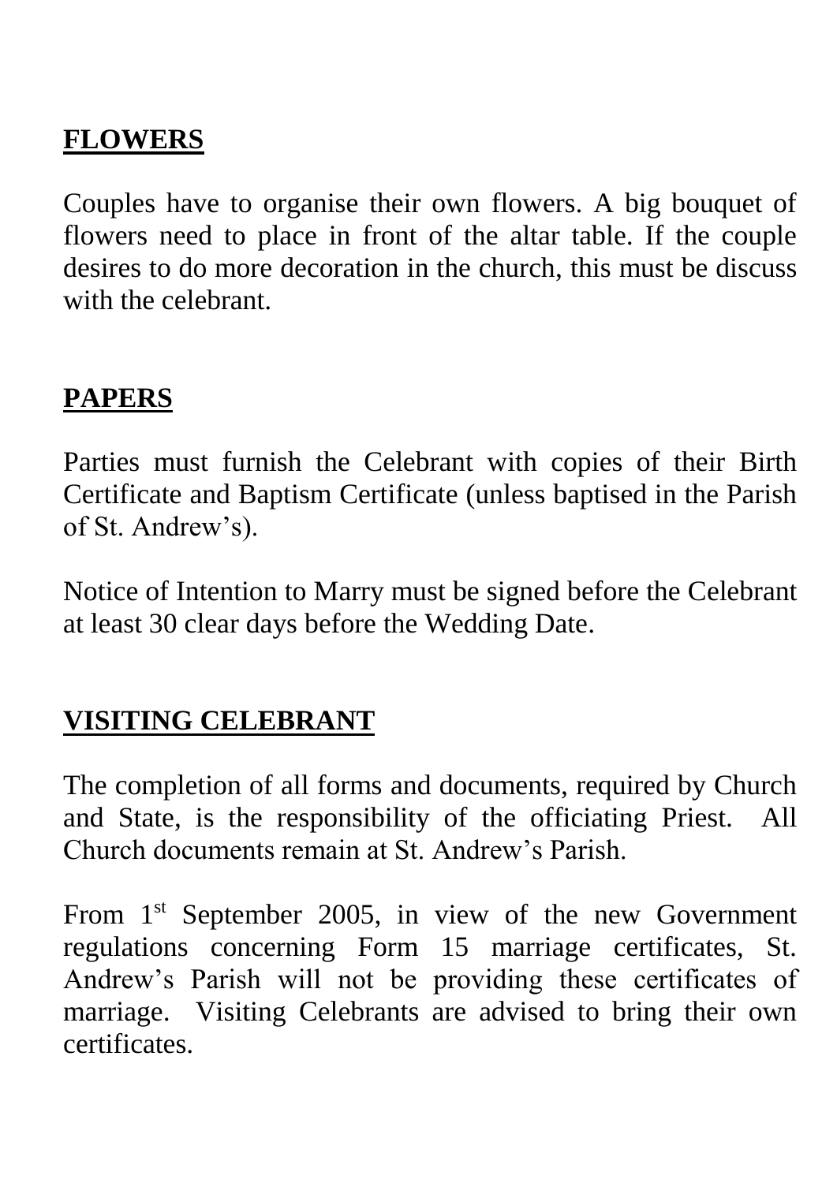## FLOWERS

Couples have to organise their own flowers. A big bouquet of flowers need to place in front of the altar table. If the couple desires to do more decoration in the church, this must be discuss with the celebrant.

## PAPERS

Parties must furnish the Celebrant with copies of their Birth Certificate and Baptism Certificate (unless baptised in the Parish of St. Andrew's).

Notice of Intention to Marry must be signed before the Celebrant at least 30 clear days before the Wedding Date.

## VISITING CELEBRANT

The completion of all forms and documents, required by Church and State, is the responsibility of the officiating Priest. All Church documents remain at St. Andrew's Parish.

From 1st September 2005, in view of the new Government regulations concerning Form 15 marriage certificates, St. Andrew's Parish will not be providing these certificates of marriage. Visiting Celebrants are advised to bring their own certificates.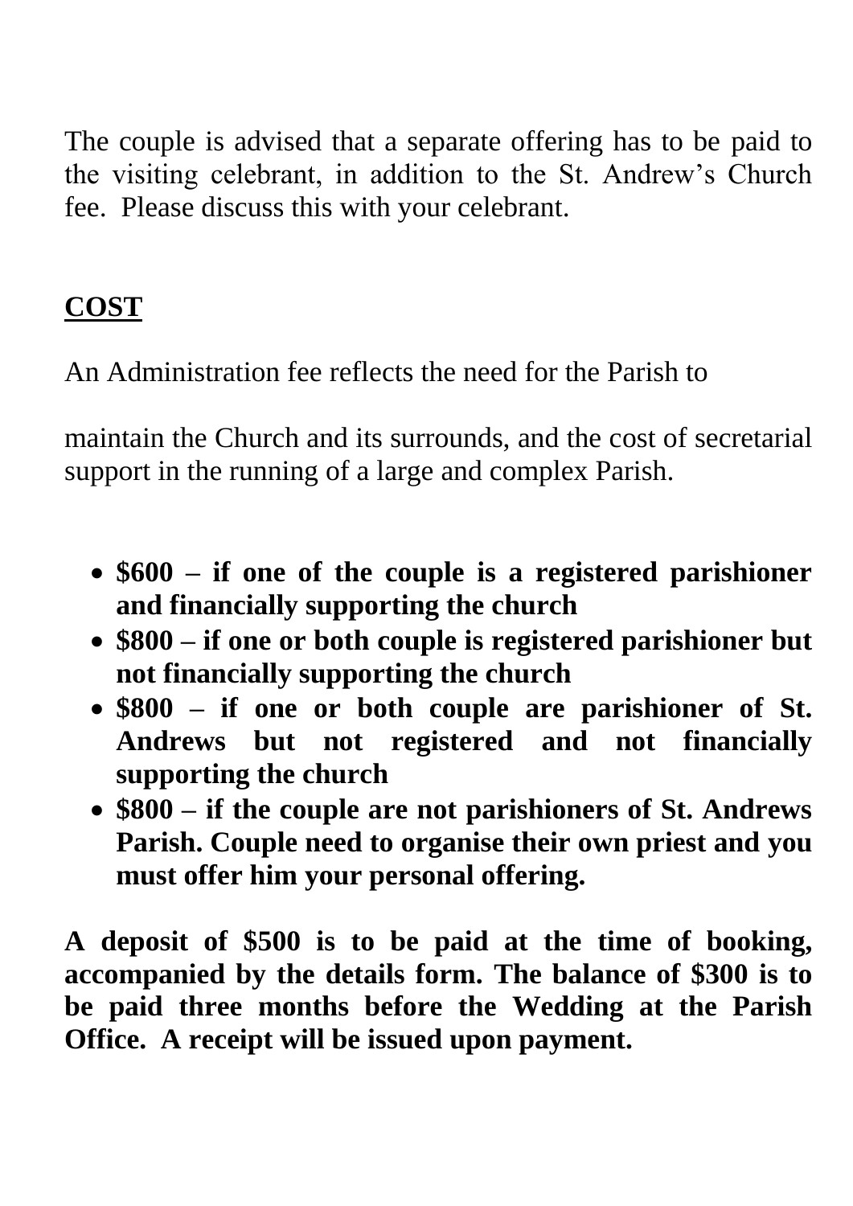The couple is advised that a separate offering has to be paid to the visiting celebrant, in addition to the St. Andrew's Church fee. Please discuss this with your celebrant.

## COST

An Administration fee reflects the need for the Parish to

maintain the Church and its surrounds, and the cost of secretarial support in the running of a large and complex Parish.

- **$600 – if one of the couple is a registered parishioner and financially supporting the church**
- **$800 – if one or both couple is registered parishioner but not financially supporting the church**
- **$800 – if one or both couple are parishioner of St. Andrews but not registered and not financially supporting the church**
- **$800 – if the couple are not parishioners of St. Andrews Parish. Couple need to organise their own priest and you must offer him your personal offering.**

**A deposit of $500 is to be paid at the time of booking, accompanied by the details form. The balance of $300 is to be paid three months before the Wedding at the Parish Office. A receipt will be issued upon payment.**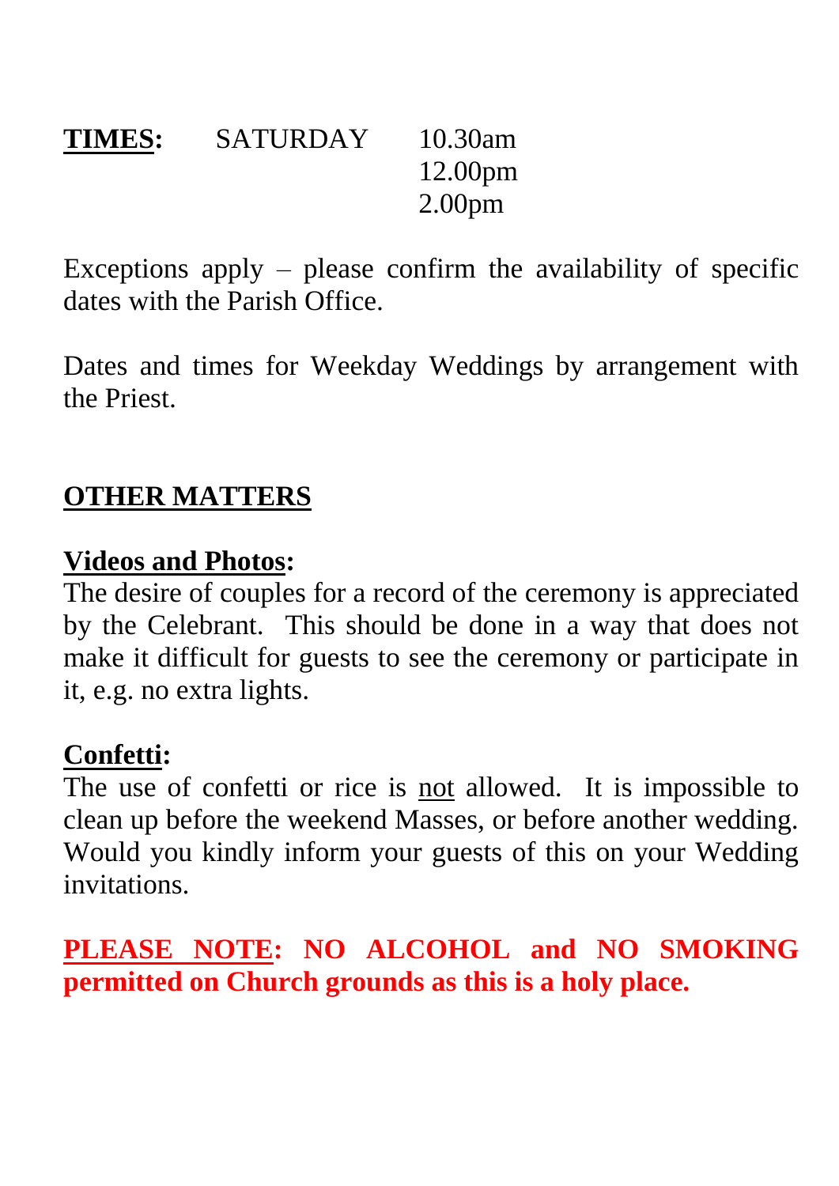**TIMES:** SATURDAY 10.30am
12.00pm
2.00pm

Exceptions apply – please confirm the availability of specific dates with the Parish Office.

Dates and times for Weekday Weddings by arrangement with the Priest.

## OTHER MATTERS

**Videos and Photos:**
The desire of couples for a record of the ceremony is appreciated by the Celebrant. This should be done in a way that does not make it difficult for guests to see the ceremony or participate in it, e.g. no extra lights.

**Confetti:**
The use of confetti or rice is not allowed. It is impossible to clean up before the weekend Masses, or before another wedding. Would you kindly inform your guests of this on your Wedding invitations.

**PLEASE NOTE: NO ALCOHOL and NO SMOKING permitted on Church grounds as this is a holy place.**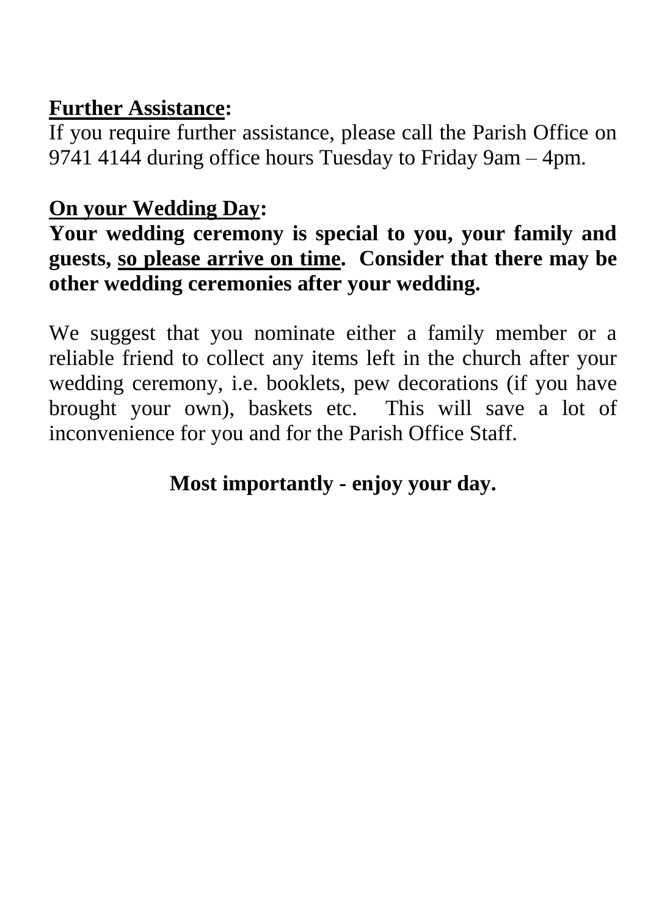**<u>Further Assistance</u>:**
If you require further assistance, please call the Parish Office on 9741 4144 during office hours Tuesday to Friday 9am – 4pm.

**<u>On your Wedding Day</u>:**
**Your wedding ceremony is special to you, your family and guests, <u>so please arrive on time</u>. Consider that there may be other wedding ceremonies after your wedding.**

We suggest that you nominate either a family member or a reliable friend to collect any items left in the church after your wedding ceremony, i.e. booklets, pew decorations (if you have brought your own), baskets etc. This will save a lot of inconvenience for you and for the Parish Office Staff.

**Most importantly - enjoy your day.**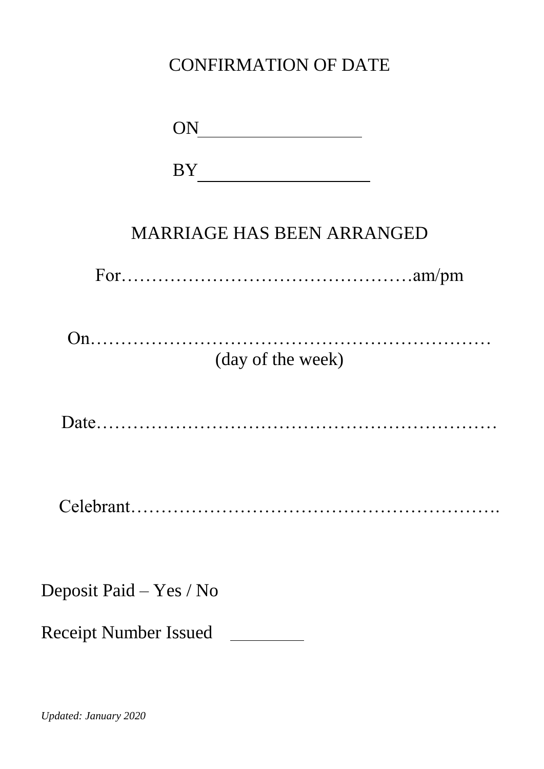# CONFIRMATION OF DATE

ON\_\_\_\_\_\_\_\_\_\_\_\_\_\_\_\_\_\_\_\_

BY\_\_\_\_\_\_\_\_\_\_\_\_\_\_\_\_\_\_\_\_

## MARRIAGE HAS BEEN ARRANGED

For…………………………………………am/pm

On………………………………………………………
(day of the week)

Date………………………………………………………

Celebrant…………………………………………………….

Deposit Paid – Yes / No

Receipt Number Issued \_\_\_\_\_\_\_\_\_\_

*Updated: January 2020*